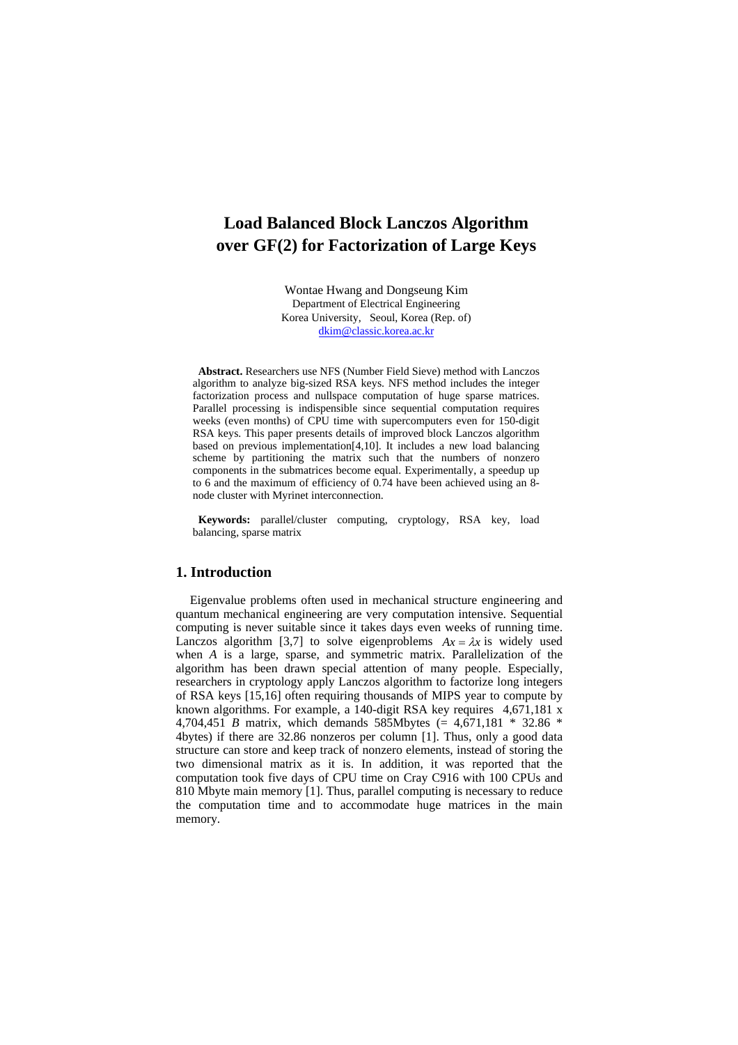# Load Balanced Block Lanczos Algorithm over GF(2) for Factorization of Large Keys

Wontae Hwang and Dongseung Kim
Department of Electrical Engineering
Korea University, Seoul, Korea (Rep. of)
dkim@classic.korea.ac.kr

**Abstract.** Researchers use NFS (Number Field Sieve) method with Lanczos algorithm to analyze big-sized RSA keys. NFS method includes the integer factorization process and nullspace computation of huge sparse matrices. Parallel processing is indispensible since sequential computation requires weeks (even months) of CPU time with supercomputers even for 150-digit RSA keys. This paper presents details of improved block Lanczos algorithm based on previous implementation[4,10]. It includes a new load balancing scheme by partitioning the matrix such that the numbers of nonzero components in the submatrices become equal. Experimentally, a speedup up to 6 and the maximum of efficiency of 0.74 have been achieved using an 8-node cluster with Myrinet interconnection.

**Keywords:** parallel/cluster computing, cryptology, RSA key, load balancing, sparse matrix

## 1. Introduction

Eigenvalue problems often used in mechanical structure engineering and quantum mechanical engineering are very computation intensive. Sequential computing is never suitable since it takes days even weeks of running time. Lanczos algorithm [3,7] to solve eigenproblems $Ax = \lambda x$ is widely used when $A$ is a large, sparse, and symmetric matrix. Parallelization of the algorithm has been drawn special attention of many people. Especially, researchers in cryptology apply Lanczos algorithm to factorize long integers of RSA keys [15,16] often requiring thousands of MIPS year to compute by known algorithms. For example, a 140-digit RSA key requires 4,671,181 x 4,704,451 $B$ matrix, which demands 585Mbytes (= 4,671,181 * 32.86 * 4bytes) if there are 32.86 nonzeros per column [1]. Thus, only a good data structure can store and keep track of nonzero elements, instead of storing the two dimensional matrix as it is. In addition, it was reported that the computation took five days of CPU time on Cray C916 with 100 CPUs and 810 Mbyte main memory [1]. Thus, parallel computing is necessary to reduce the computation time and to accommodate huge matrices in the main memory.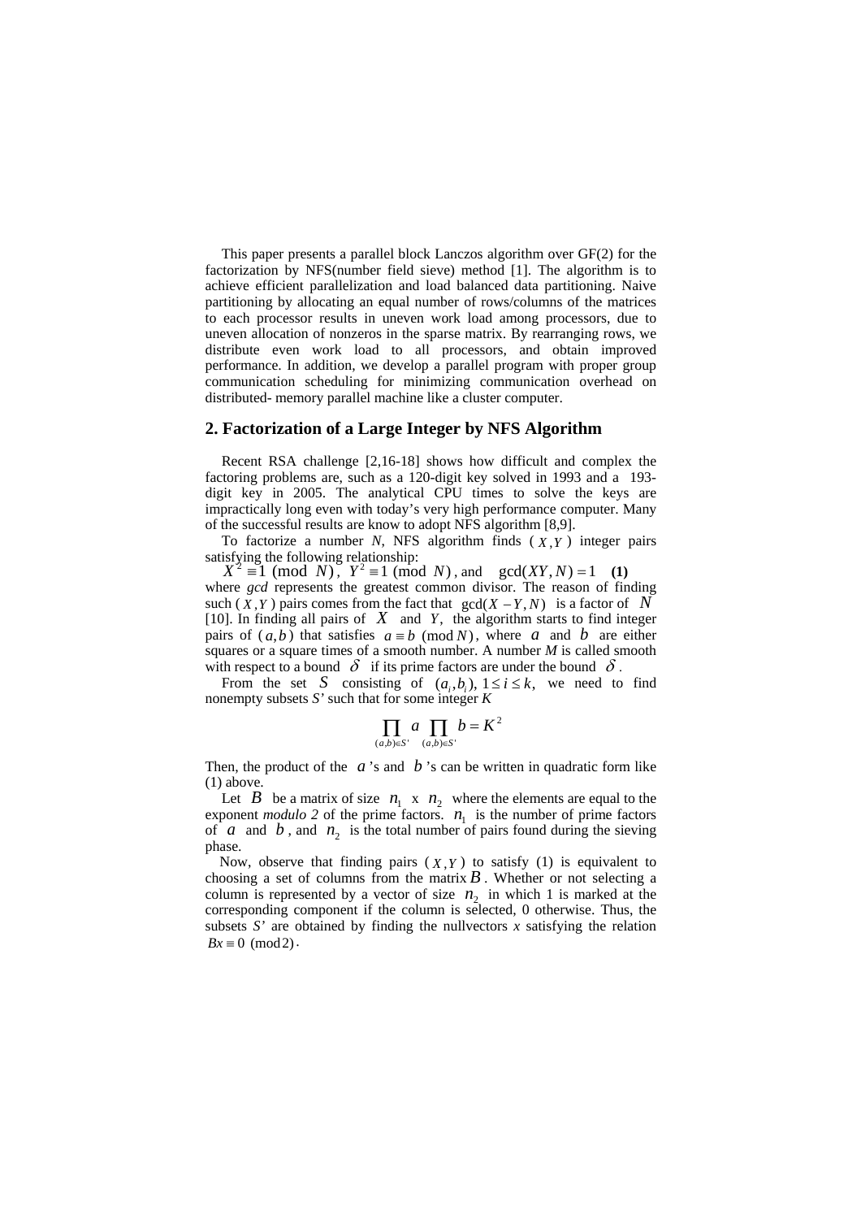This paper presents a parallel block Lanczos algorithm over GF(2) for the factorization by NFS(number field sieve) method [1]. The algorithm is to achieve efficient parallelization and load balanced data partitioning. Naive partitioning by allocating an equal number of rows/columns of the matrices to each processor results in uneven work load among processors, due to uneven allocation of nonzeros in the sparse matrix. By rearranging rows, we distribute even work load to all processors, and obtain improved performance. In addition, we develop a parallel program with proper group communication scheduling for minimizing communication overhead on distributed- memory parallel machine like a cluster computer.

## 2. Factorization of a Large Integer by NFS Algorithm

Recent RSA challenge [2,16-18] shows how difficult and complex the factoring problems are, such as a 120-digit key solved in 1993 and a 193-digit key in 2005. The analytical CPU times to solve the keys are impractically long even with today's very high performance computer. Many of the successful results are know to adopt NFS algorithm [8,9].

To factorize a number *N*, NFS algorithm finds ( $X, Y$ ) integer pairs satisfying the following relationship:

$X^2 \equiv 1 \pmod{N}$, $Y^2 \equiv 1 \pmod{N}$, and $\gcd(XY, N) = 1$ **(1)**

where *gcd* represents the greatest common divisor. The reason of finding such ( $X, Y$ ) pairs comes from the fact that $\gcd(X - Y, N)$ is a factor of $N$ [10]. In finding all pairs of $X$ and $Y$, the algorithm starts to find integer pairs of ( $a, b$ ) that satisfies $a \equiv b \pmod{N}$, where $a$ and $b$ are either squares or a square times of a smooth number. A number *M* is called smooth with respect to a bound $\delta$ if its prime factors are under the bound $\delta$.

From the set $S$ consisting of $(a_i, b_i)$, $1 \leq i \leq k$, we need to find nonempty subsets *S'* such that for some integer *K*

$$\prod_{(a,b)\in S'} a \prod_{(a,b)\in S'} b = K^2$$

Then, the product of the $a$'s and $b$'s can be written in quadratic form like (1) above.

Let $B$ be a matrix of size $n_1$ x $n_2$ where the elements are equal to the exponent *modulo 2* of the prime factors. $n_1$ is the number of prime factors of $a$ and $b$, and $n_2$ is the total number of pairs found during the sieving phase.

Now, observe that finding pairs ( $X, Y$ ) to satisfy (1) is equivalent to choosing a set of columns from the matrix $B$. Whether or not selecting a column is represented by a vector of size $n_2$ in which 1 is marked at the corresponding component if the column is selected, 0 otherwise. Thus, the subsets *S'* are obtained by finding the nullvectors *x* satisfying the relation $Bx \equiv 0 \pmod{2}$.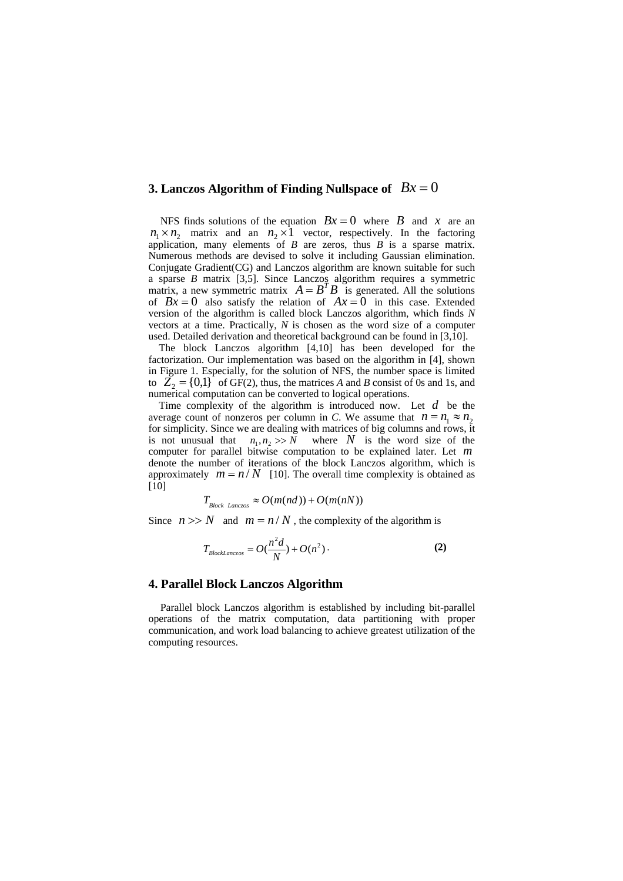## 3. Lanczos Algorithm of Finding Nullspace of $Bx = 0$

NFS finds solutions of the equation $Bx = 0$ where $B$ and $x$ are an $n_1 \times n_2$ matrix and an $n_2 \times 1$ vector, respectively. In the factoring application, many elements of *B* are zeros, thus *B* is a sparse matrix. Numerous methods are devised to solve it including Gaussian elimination. Conjugate Gradient(CG) and Lanczos algorithm are known suitable for such a sparse *B* matrix [3,5]. Since Lanczos algorithm requires a symmetric matrix, a new symmetric matrix $A = B^T B$ is generated. All the solutions of $Bx = 0$ also satisfy the relation of $Ax = 0$ in this case. Extended version of the algorithm is called block Lanczos algorithm, which finds *N* vectors at a time. Practically, *N* is chosen as the word size of a computer used. Detailed derivation and theoretical background can be found in [3,10].

The block Lanczos algorithm [4,10] has been developed for the factorization. Our implementation was based on the algorithm in [4], shown in Figure 1. Especially, for the solution of NFS, the number space is limited to $Z_2 = \{0,1\}$ of GF(2), thus, the matrices *A* and *B* consist of 0s and 1s, and numerical computation can be converted to logical operations.

Time complexity of the algorithm is introduced now. Let $d$ be the average count of nonzeros per column in *C*. We assume that $n = n_1 \approx n_2$ for simplicity. Since we are dealing with matrices of big columns and rows, it is not unusual that $n_1, n_2 >> N$ where $N$ is the word size of the computer for parallel bitwise computation to be explained later. Let $m$ denote the number of iterations of the block Lanczos algorithm, which is approximately $m = n / N$ [10]. The overall time complexity is obtained as [10]

$$T_{Block\ Lanczos} \approx O(m(nd)) + O(m(nN))$$

Since $n >> N$ and $m = n / N$, the complexity of the algorithm is

$$T_{BlockLanczos} = O(\frac{n^2 d}{N}) + O(n^2) \cdot \quad \textbf{(2)}$$

## 4. Parallel Block Lanczos Algorithm

Parallel block Lanczos algorithm is established by including bit-parallel operations of the matrix computation, data partitioning with proper communication, and work load balancing to achieve greatest utilization of the computing resources.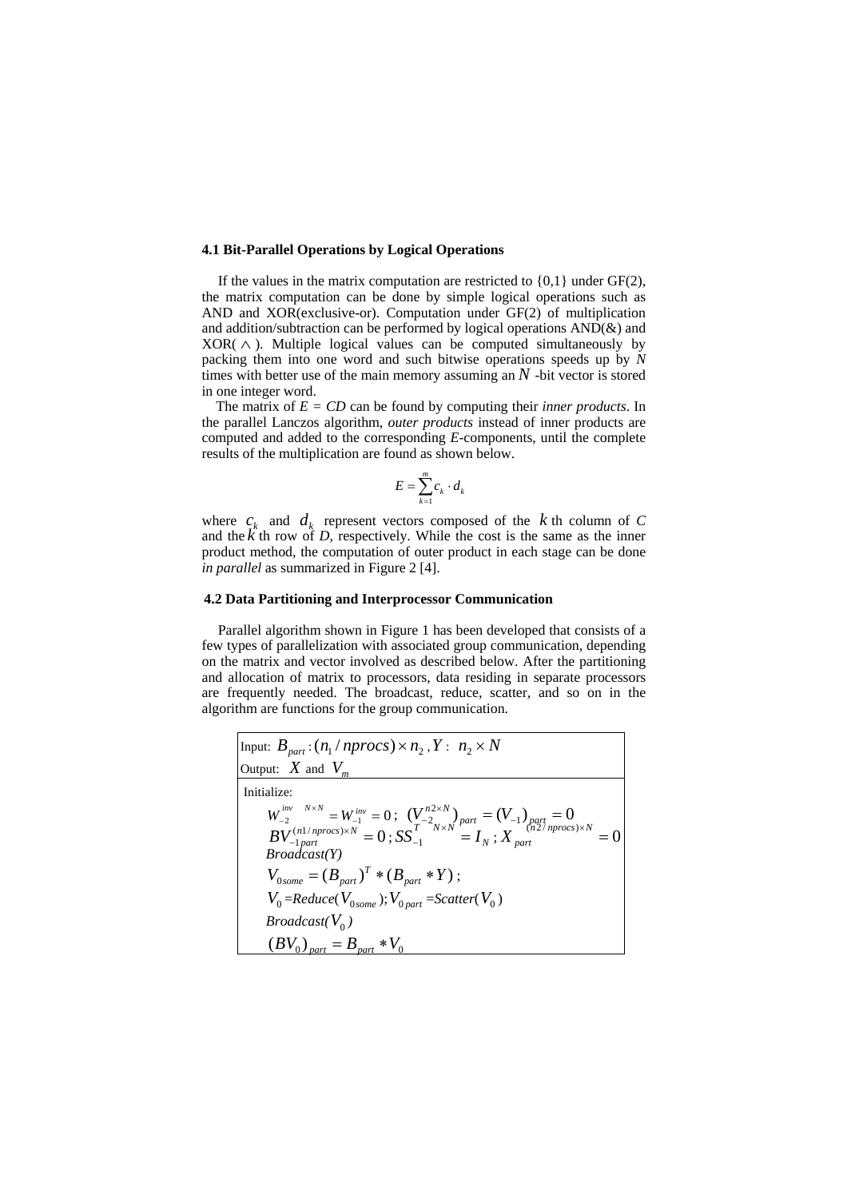### 4.1 Bit-Parallel Operations by Logical Operations

If the values in the matrix computation are restricted to {0,1} under GF(2), the matrix computation can be done by simple logical operations such as AND and XOR(exclusive-or). Computation under GF(2) of multiplication and addition/subtraction can be performed by logical operations AND(&) and XOR( $\wedge$ ). Multiple logical values can be computed simultaneously by packing them into one word and such bitwise operations speeds up by $N$ times with better use of the main memory assuming an $N$ -bit vector is stored in one integer word.

The matrix of $E = CD$ can be found by computing their *inner products*. In the parallel Lanczos algorithm, *outer products* instead of inner products are computed and added to the corresponding $E$-components, until the complete results of the multiplication are found as shown below.

$$E = \sum_{k=1}^{m} c_k \cdot d_k$$

where $c_k$ and $d_k$ represent vectors composed of the $k$ th column of $C$ and the $k$ th row of $D$, respectively. While the cost is the same as the inner product method, the computation of outer product in each stage can be done *in parallel* as summarized in Figure 2 [4].

### 4.2 Data Partitioning and Interprocessor Communication

Parallel algorithm shown in Figure 1 has been developed that consists of a few types of parallelization with associated group communication, depending on the matrix and vector involved as described below. After the partitioning and allocation of matrix to processors, data residing in separate processors are frequently needed. The broadcast, reduce, scatter, and so on in the algorithm are functions for the group communication.

| Input: $B_{part} : (n_1 / nprocs) \times n_2$ , $Y$ : $n_2 \times N$ |
|---|
| Output: $X$ and $V_m$ |
| Initialize:<br>$W_{-2}^{inv\ \ N \times N} = W_{-1}^{inv} = 0$ ; $(V_{-2}^{n2 \times N})_{part} = (V_{-1})_{part} = 0$<br>$BV_{-1\,part}^{(n1/nprocs) \times N} = 0$ ; $SS_{-1}^{T\ \ N \times N} = I_N$ ; $X_{part}^{(n2/nprocs) \times N} = 0$<br>*Broadcast(Y)*<br>$V_{0some} = (B_{part})^T * (B_{part} * Y)$ ;<br>$V_0$ =*Reduce*($V_{0some}$); $V_{0\,part}$ =*Scatter*($V_0$)<br>*Broadcast*($V_0$)<br>$(BV_0)_{part} = B_{part} * V_0$ |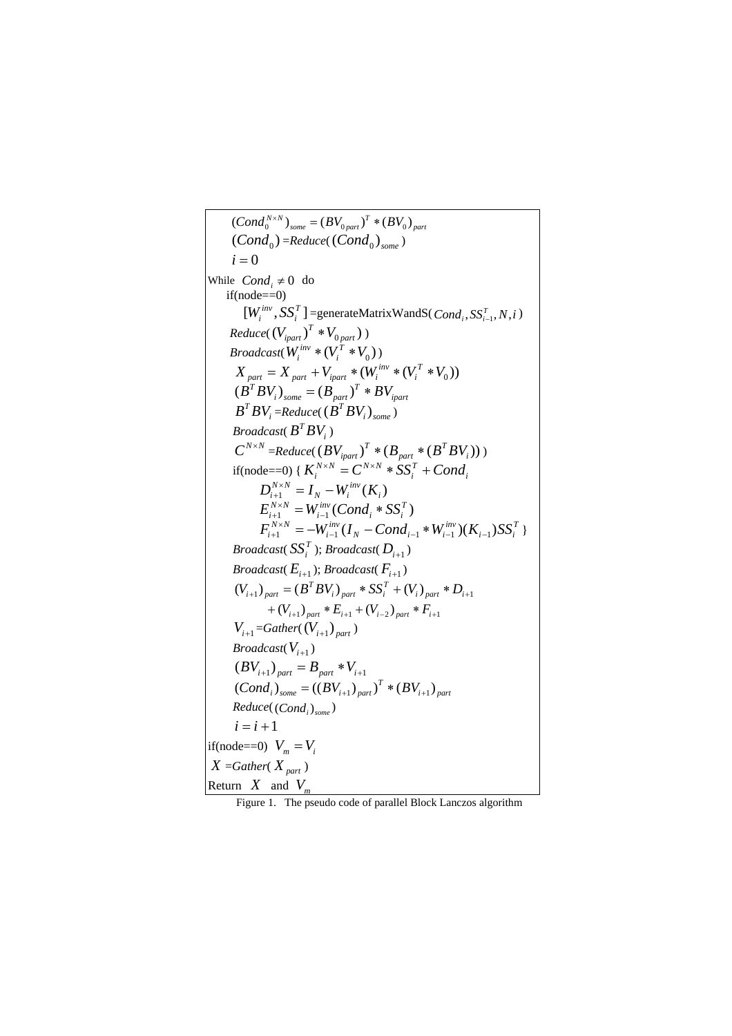```
(Cond_0^{N×N})_some = (BV_{0part})^T * (BV_0)_part
(Cond_0) = Reduce((Cond_0)_some)
i = 0
While Cond_i ≠ 0 do
  if(node==0)
    [W_i^inv, SS_i^T] = generateMatrixWandS(Cond_i, SS_{i-1}^T, N, i)
  Reduce((V_ipart)^T * V_{0part})
  Broadcast(W_i^inv * (V_i^T * V_0))
  X_part = X_part + V_ipart * (W_i^inv * (V_i^T * V_0))
  (B^T BV_i)_some = (B_part)^T * BV_ipart
  B^T BV_i = Reduce((B^T BV_i)_some)
  Broadcast(B^T BV_i)
  C^{N×N} = Reduce((BV_ipart)^T * (B_part * (B^T BV_i)))
  if(node==0) { K_i^{N×N} = C^{N×N} * SS_i^T + Cond_i
      D_{i+1}^{N×N} = I_N - W_i^inv (K_i)
      E_{i+1}^{N×N} = W_{i-1}^inv (Cond_i * SS_i^T)
      F_{i+1}^{N×N} = -W_{i-1}^inv (I_N - Cond_{i-1} * W_{i-1}^inv)(K_{i-1}) SS_i^T }
  Broadcast(SS_i^T); Broadcast(D_{i+1})
  Broadcast(E_{i+1}); Broadcast(F_{i+1})
  (V_{i+1})_part = (B^T BV_i)_part * SS_i^T + (V_i)_part * D_{i+1}
        + (V_{i+1})_part * E_{i+1} + (V_{i-2})_part * F_{i+1}
  V_{i+1} = Gather((V_{i+1})_part)
  Broadcast(V_{i+1})
  (BV_{i+1})_part = B_part * V_{i+1}
  (Cond_i)_some = ((BV_{i+1})_part)^T * (BV_{i+1})_part
  Reduce((Cond_i)_some)
  i = i + 1
if(node==0) V_m = V_i
X = Gather(X_part)
Return X and V_m
```

Figure 1. The pseudo code of parallel Block Lanczos algorithm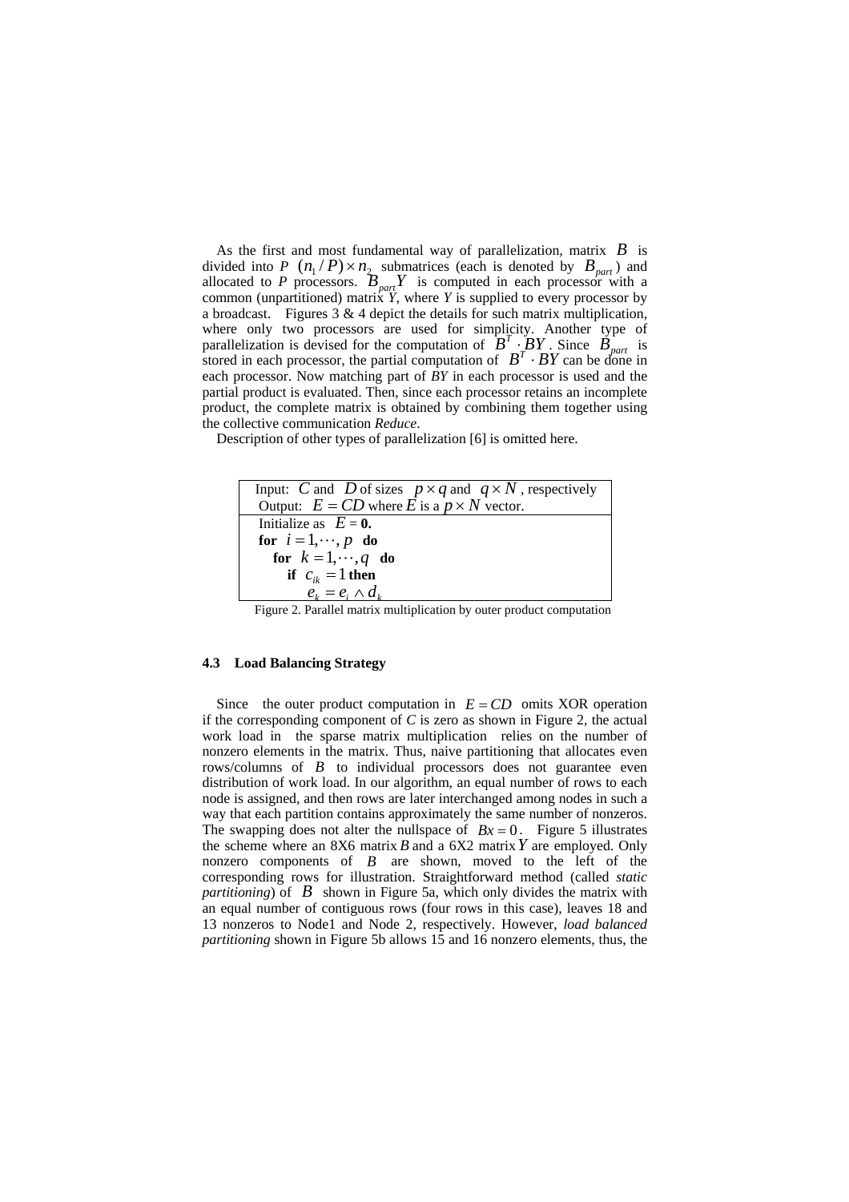As the first and most fundamental way of parallelization, matrix $B$ is divided into $P$ $(n_1/P)\times n_2$ submatrices (each is denoted by $B_{part}$) and allocated to $P$ processors. $B_{part}Y$ is computed in each processor with a common (unpartitioned) matrix $Y$, where $Y$ is supplied to every processor by a broadcast. Figures 3 & 4 depict the details for such matrix multiplication, where only two processors are used for simplicity. Another type of parallelization is devised for the computation of $B^T \cdot BY$. Since $B_{part}$ is stored in each processor, the partial computation of $B^T \cdot BY$ can be done in each processor. Now matching part of $BY$ in each processor is used and the partial product is evaluated. Then, since each processor retains an incomplete product, the complete matrix is obtained by combining them together using the collective communication *Reduce*.

Description of other types of parallelization [6] is omitted here.

| Input: $C$ and $D$ of sizes $p\times q$ and $q\times N$, respectively<br>Output: $E = CD$ where $E$ is a $p\times N$ vector. |
|---|
| Initialize as $E$ = **0.**<br>**for** $i = 1,\cdots,p$ **do**<br>&nbsp;&nbsp;&nbsp;**for** $k = 1,\cdots,q$ **do**<br>&nbsp;&nbsp;&nbsp;&nbsp;&nbsp;&nbsp;**if** $c_{ik} = 1$ **then**<br>&nbsp;&nbsp;&nbsp;&nbsp;&nbsp;&nbsp;&nbsp;&nbsp;&nbsp;$e_k = e_i \wedge d_k$ |

Figure 2. Parallel matrix multiplication by outer product computation

### 4.3 Load Balancing Strategy

Since the outer product computation in $E = CD$ omits XOR operation if the corresponding component of $C$ is zero as shown in Figure 2, the actual work load in the sparse matrix multiplication relies on the number of nonzero elements in the matrix. Thus, naive partitioning that allocates even rows/columns of $B$ to individual processors does not guarantee even distribution of work load. In our algorithm, an equal number of rows to each node is assigned, and then rows are later interchanged among nodes in such a way that each partition contains approximately the same number of nonzeros. The swapping does not alter the nullspace of $Bx = 0$. Figure 5 illustrates the scheme where an 8X6 matrix $B$ and a 6X2 matrix $Y$ are employed. Only nonzero components of $B$ are shown, moved to the left of the corresponding rows for illustration. Straightforward method (called *static partitioning*) of $B$ shown in Figure 5a, which only divides the matrix with an equal number of contiguous rows (four rows in this case), leaves 18 and 13 nonzeros to Node1 and Node 2, respectively. However, *load balanced partitioning* shown in Figure 5b allows 15 and 16 nonzero elements, thus, the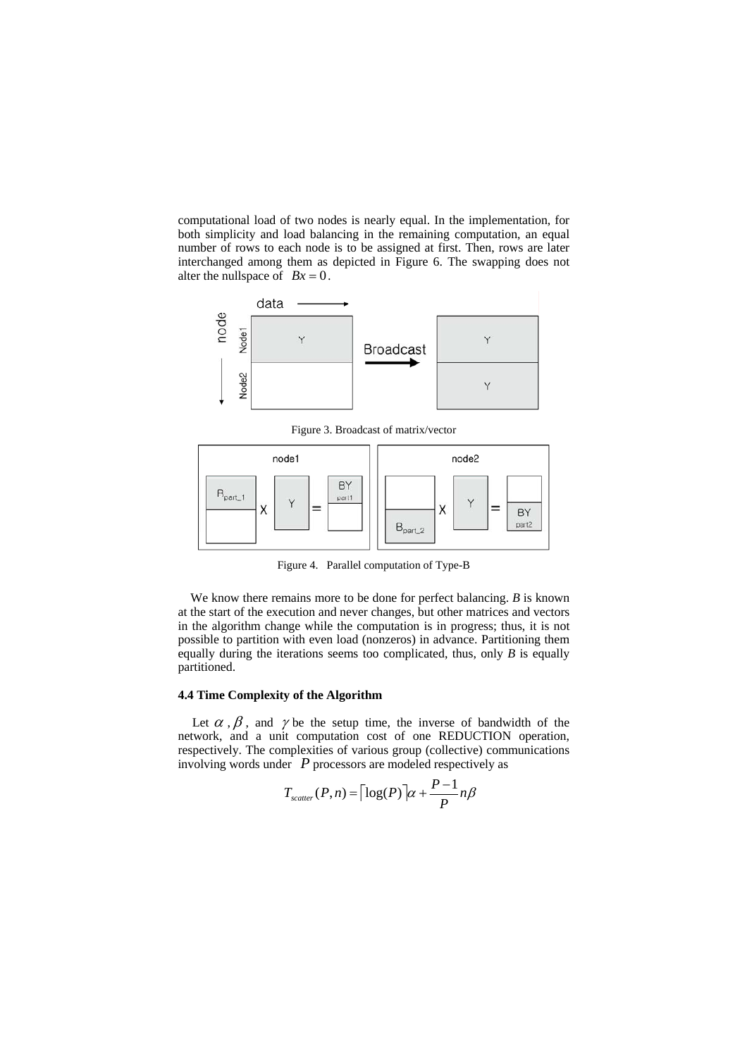computational load of two nodes is nearly equal. In the implementation, for both simplicity and load balancing in the remaining computation, an equal number of rows to each node is to be assigned at first. Then, rows are later interchanged among them as depicted in Figure 6. The swapping does not alter the nullspace of $Bx = 0$.

Figure 3. Broadcast of matrix/vector

Figure 4. Parallel computation of Type-B

We know there remains more to be done for perfect balancing. *B* is known at the start of the execution and never changes, but other matrices and vectors in the algorithm change while the computation is in progress; thus, it is not possible to partition with even load (nonzeros) in advance. Partitioning them equally during the iterations seems too complicated, thus, only *B* is equally partitioned.

### 4.4 Time Complexity of the Algorithm

Let $\alpha$, $\beta$, and $\gamma$ be the setup time, the inverse of bandwidth of the network, and a unit computation cost of one REDUCTION operation, respectively. The complexities of various group (collective) communications involving words under $P$ processors are modeled respectively as

$$T_{scatter}(P,n) = \lceil \log(P) \rceil \alpha + \frac{P-1}{P} n\beta$$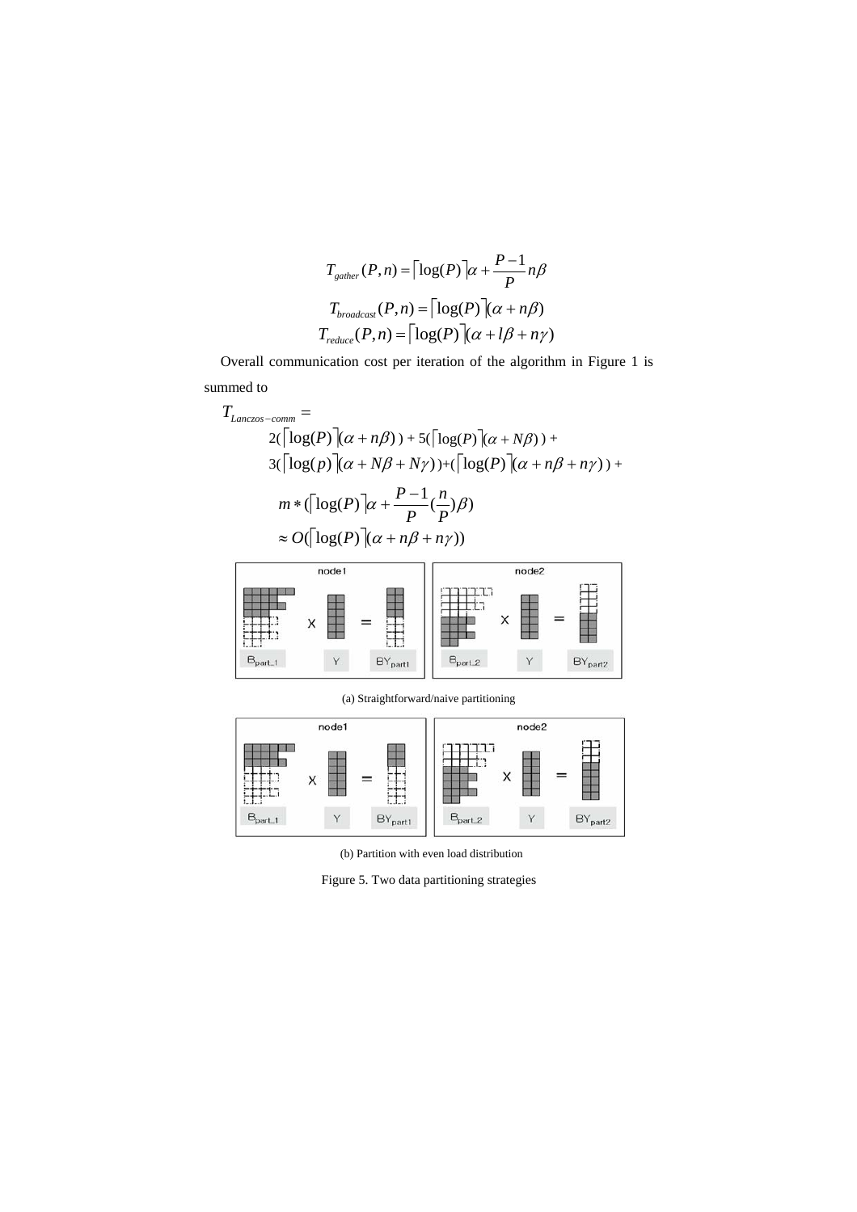$$T_{gather}(P,n) = \lceil \log(P) \rceil \alpha + \frac{P-1}{P} n\beta$$

$$T_{broadcast}(P,n) = \lceil \log(P) \rceil (\alpha + n\beta)$$

$$T_{reduce}(P,n) = \lceil \log(P) \rceil (\alpha + l\beta + n\gamma)$$

Overall communication cost per iteration of the algorithm in Figure 1 is summed to

$$
\begin{aligned}
T_{Lanczos-comm} = & \\
& 2(\lceil \log(P) \rceil (\alpha + n\beta)) + 5(\lceil \log(P) \rceil (\alpha + N\beta)) + \\
& 3(\lceil \log(p) \rceil (\alpha + N\beta + N\gamma)) + (\lceil \log(P) \rceil (\alpha + n\beta + n\gamma)) + \\
& m * (\lceil \log(P) \rceil \alpha + \frac{P-1}{P}(\frac{n}{P})\beta) \\
& \approx O(\lceil \log(P) \rceil (\alpha + n\beta + n\gamma))
\end{aligned}
$$

(a) Straightforward/naive partitioning

(b) Partition with even load distribution

Figure 5. Two data partitioning strategies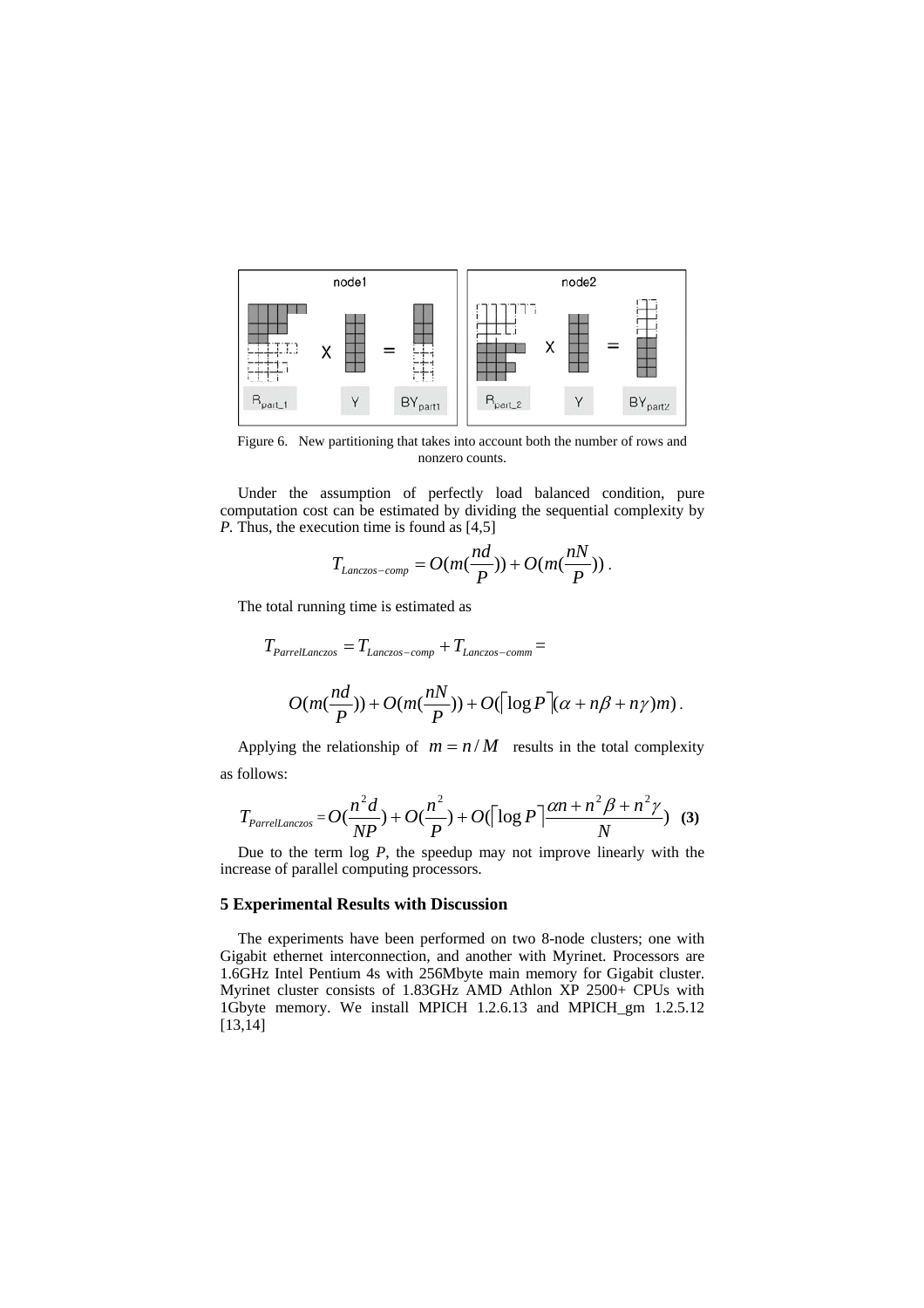Figure 6. New partitioning that takes into account both the number of rows and nonzero counts.

Under the assumption of perfectly load balanced condition, pure computation cost can be estimated by dividing the sequential complexity by *P*. Thus, the execution time is found as [4,5]

$$T_{Lanczos-comp} = O(m(\frac{nd}{P})) + O(m(\frac{nN}{P})).$$

The total running time is estimated as

$$T_{ParrelLanczos} = T_{Lanczos-comp} + T_{Lanczos-comm} =$$

$$O(m(\frac{nd}{P})) + O(m(\frac{nN}{P})) + O(\lceil \log P \rceil (\alpha + n\beta + n\gamma)m).$$

Applying the relationship of $m = n / M$ results in the total complexity as follows:

$$T_{ParrelLanczos} = O(\frac{n^2 d}{NP}) + O(\frac{n^2}{P}) + O(\lceil \log P \rceil \frac{\alpha n + n^2 \beta + n^2 \gamma}{N}) \quad \textbf{(3)}$$

Due to the term log *P*, the speedup may not improve linearly with the increase of parallel computing processors.

## 5 Experimental Results with Discussion

The experiments have been performed on two 8-node clusters; one with Gigabit ethernet interconnection, and another with Myrinet. Processors are 1.6GHz Intel Pentium 4s with 256Mbyte main memory for Gigabit cluster. Myrinet cluster consists of 1.83GHz AMD Athlon XP 2500+ CPUs with 1Gbyte memory. We install MPICH 1.2.6.13 and MPICH_gm 1.2.5.12 [13,14]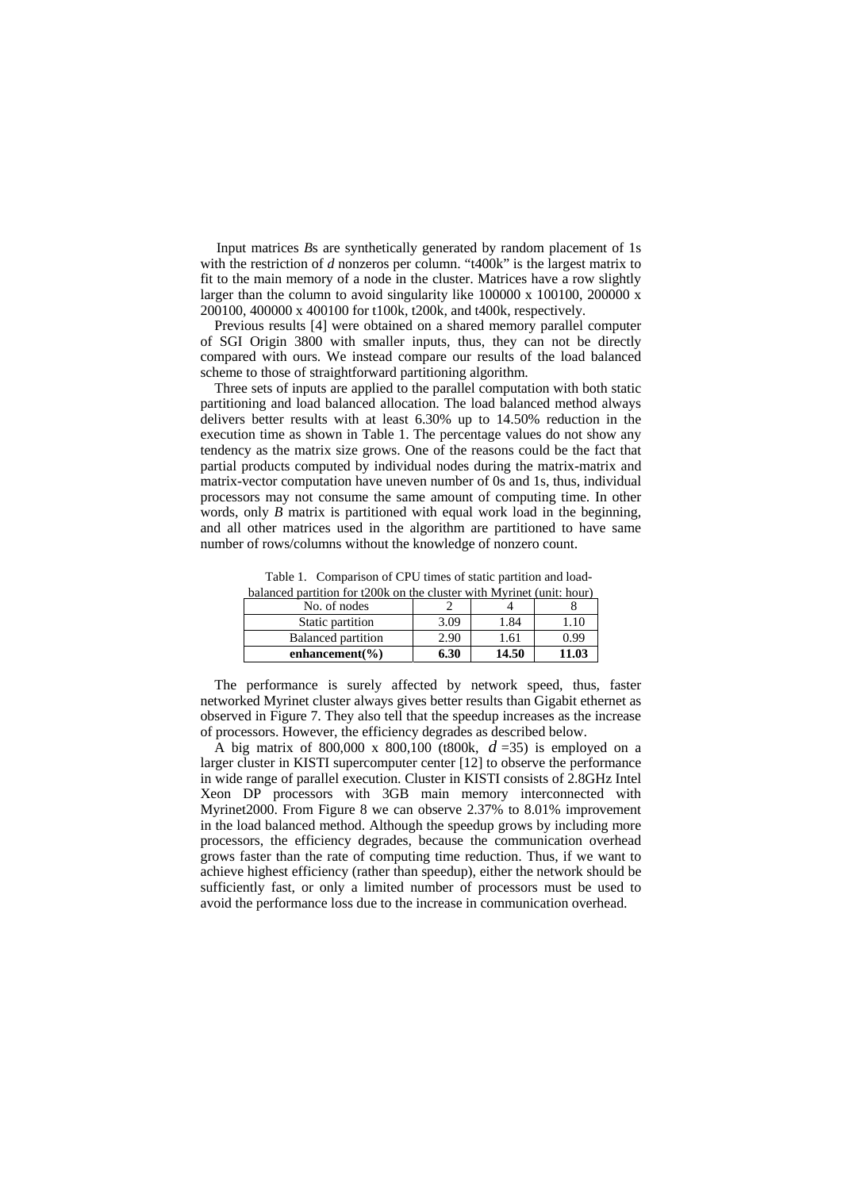Input matrices *B*s are synthetically generated by random placement of 1s with the restriction of *d* nonzeros per column. "t400k" is the largest matrix to fit to the main memory of a node in the cluster. Matrices have a row slightly larger than the column to avoid singularity like 100000 x 100100, 200000 x 200100, 400000 x 400100 for t100k, t200k, and t400k, respectively.

Previous results [4] were obtained on a shared memory parallel computer of SGI Origin 3800 with smaller inputs, thus, they can not be directly compared with ours. We instead compare our results of the load balanced scheme to those of straightforward partitioning algorithm.

Three sets of inputs are applied to the parallel computation with both static partitioning and load balanced allocation. The load balanced method always delivers better results with at least 6.30% up to 14.50% reduction in the execution time as shown in Table 1. The percentage values do not show any tendency as the matrix size grows. One of the reasons could be the fact that partial products computed by individual nodes during the matrix-matrix and matrix-vector computation have uneven number of 0s and 1s, thus, individual processors may not consume the same amount of computing time. In other words, only *B* matrix is partitioned with equal work load in the beginning, and all other matrices used in the algorithm are partitioned to have same number of rows/columns without the knowledge of nonzero count.

Table 1. Comparison of CPU times of static partition and load-balanced partition for t200k on the cluster with Myrinet (unit: hour)

| No. of nodes | 2 | 4 | 8 |
|---|---|---|---|
| Static partition | 3.09 | 1.84 | 1.10 |
| Balanced partition | 2.90 | 1.61 | 0.99 |
| **enhancement(%)** | **6.30** | **14.50** | **11.03** |

The performance is surely affected by network speed, thus, faster networked Myrinet cluster always gives better results than Gigabit ethernet as observed in Figure 7. They also tell that the speedup increases as the increase of processors. However, the efficiency degrades as described below.

A big matrix of 800,000 x 800,100 (t800k, $d$ =35) is employed on a larger cluster in KISTI supercomputer center [12] to observe the performance in wide range of parallel execution. Cluster in KISTI consists of 2.8GHz Intel Xeon DP processors with 3GB main memory interconnected with Myrinet2000. From Figure 8 we can observe 2.37% to 8.01% improvement in the load balanced method. Although the speedup grows by including more processors, the efficiency degrades, because the communication overhead grows faster than the rate of computing time reduction. Thus, if we want to achieve highest efficiency (rather than speedup), either the network should be sufficiently fast, or only a limited number of processors must be used to avoid the performance loss due to the increase in communication overhead.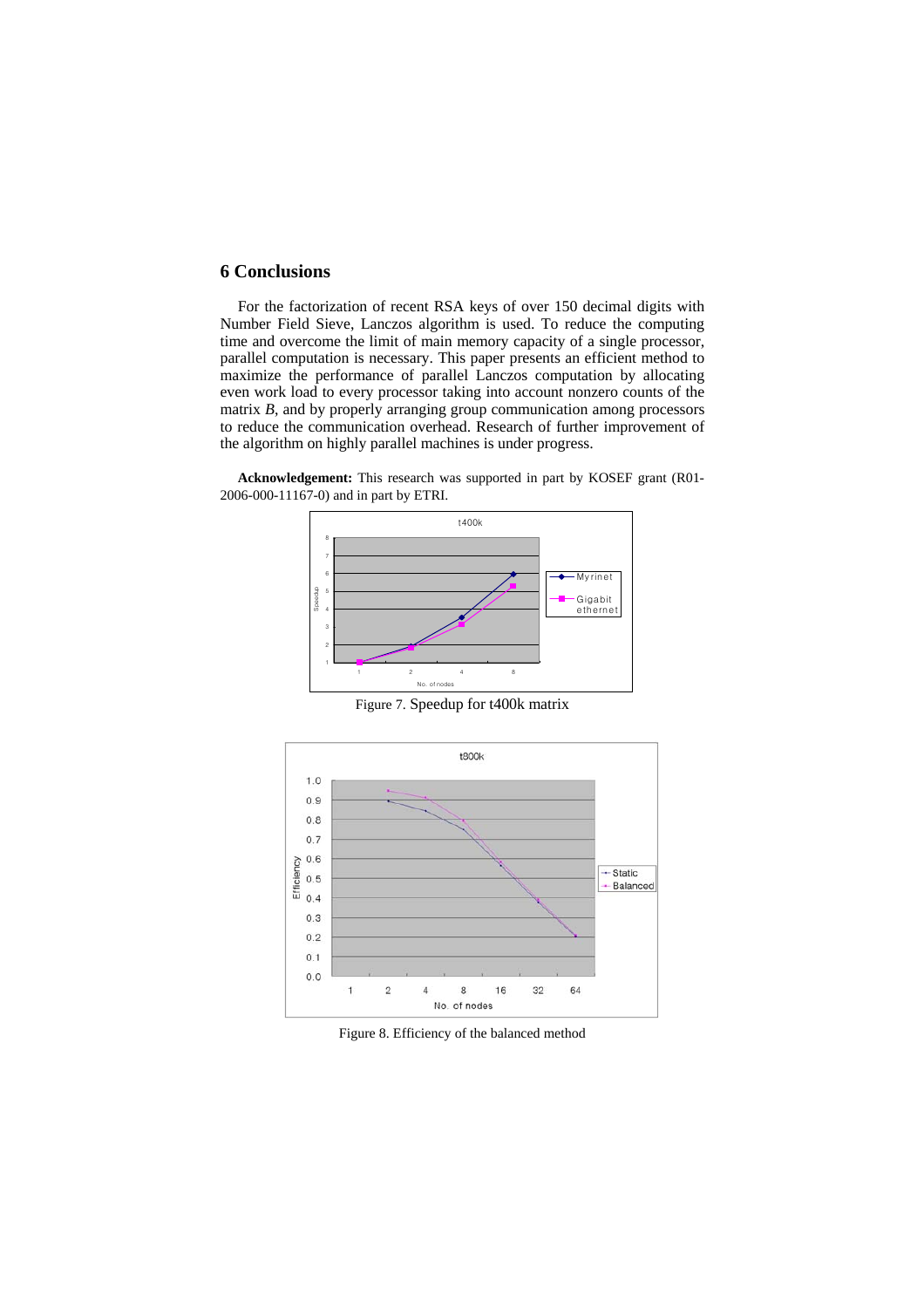## 6 Conclusions

For the factorization of recent RSA keys of over 150 decimal digits with Number Field Sieve, Lanczos algorithm is used. To reduce the computing time and overcome the limit of main memory capacity of a single processor, parallel computation is necessary. This paper presents an efficient method to maximize the performance of parallel Lanczos computation by allocating even work load to every processor taking into account nonzero counts of the matrix *B*, and by properly arranging group communication among processors to reduce the communication overhead. Research of further improvement of the algorithm on highly parallel machines is under progress.

**Acknowledgement:** This research was supported in part by KOSEF grant (R01-2006-000-11167-0) and in part by ETRI.

Figure 7. Speedup for t400k matrix

Figure 8. Efficiency of the balanced method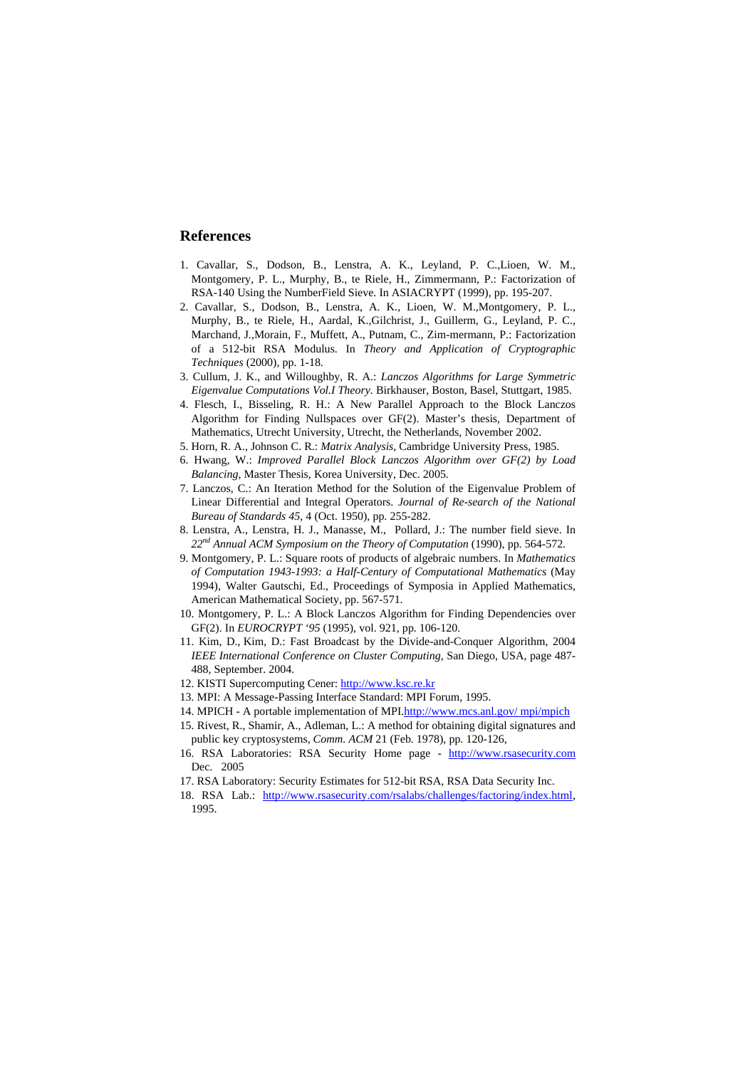## References

1. Cavallar, S., Dodson, B., Lenstra, A. K., Leyland, P. C.,Lioen, W. M., Montgomery, P. L., Murphy, B., te Riele, H., Zimmermann, P.: Factorization of RSA-140 Using the NumberField Sieve. In ASIACRYPT (1999), pp. 195-207.
2. Cavallar, S., Dodson, B., Lenstra, A. K., Lioen, W. M.,Montgomery, P. L., Murphy, B., te Riele, H., Aardal, K.,Gilchrist, J., Guillerm, G., Leyland, P. C., Marchand, J.,Morain, F., Muffett, A., Putnam, C., Zim-mermann, P.: Factorization of a 512-bit RSA Modulus. In *Theory and Application of Cryptographic Techniques* (2000), pp. 1-18.
3. Cullum, J. K., and Willoughby, R. A.: *Lanczos Algorithms for Large Symmetric Eigenvalue Computations Vol.I Theory*. Birkhauser, Boston, Basel, Stuttgart, 1985.
4. Flesch, I., Bisseling, R. H.: A New Parallel Approach to the Block Lanczos Algorithm for Finding Nullspaces over GF(2). Master's thesis, Department of Mathematics, Utrecht University, Utrecht, the Netherlands, November 2002.
5. Horn, R. A., Johnson C. R.: *Matrix Analysis*, Cambridge University Press, 1985.
6. Hwang, W.: *Improved Parallel Block Lanczos Algorithm over GF(2) by Load Balancing*, Master Thesis, Korea University, Dec. 2005.
7. Lanczos, C.: An Iteration Method for the Solution of the Eigenvalue Problem of Linear Differential and Integral Operators. *Journal of Re-search of the National Bureau of Standards 45*, 4 (Oct. 1950), pp. 255-282.
8. Lenstra, A., Lenstra, H. J., Manasse, M., Pollard, J.: The number field sieve. In *22nd Annual ACM Symposium on the Theory of Computation* (1990), pp. 564-572.
9. Montgomery, P. L.: Square roots of products of algebraic numbers. In *Mathematics of Computation 1943-1993: a Half-Century of Computational Mathematics* (May 1994), Walter Gautschi, Ed., Proceedings of Symposia in Applied Mathematics, American Mathematical Society, pp. 567-571.
10. Montgomery, P. L.: A Block Lanczos Algorithm for Finding Dependencies over GF(2). In *EUROCRYPT '95* (1995), vol. 921, pp. 106-120.
11. Kim, D., Kim, D.: Fast Broadcast by the Divide-and-Conquer Algorithm, 2004 *IEEE International Conference on Cluster Computing*, San Diego, USA, page 487-488, September. 2004.
12. KISTI Supercomputing Cener: http://www.ksc.re.kr
13. MPI: A Message-Passing Interface Standard: MPI Forum, 1995.
14. MPICH - A portable implementation of MPI.http://www.mcs.anl.gov/ mpi/mpich
15. Rivest, R., Shamir, A., Adleman, L.: A method for obtaining digital signatures and public key cryptosystems, *Comm. ACM* 21 (Feb. 1978), pp. 120-126,
16. RSA Laboratories: RSA Security Home page - http://www.rsasecurity.com Dec. 2005
17. RSA Laboratory: Security Estimates for 512-bit RSA, RSA Data Security Inc.
18. RSA Lab.: http://www.rsasecurity.com/rsalabs/challenges/factoring/index.html, 1995.